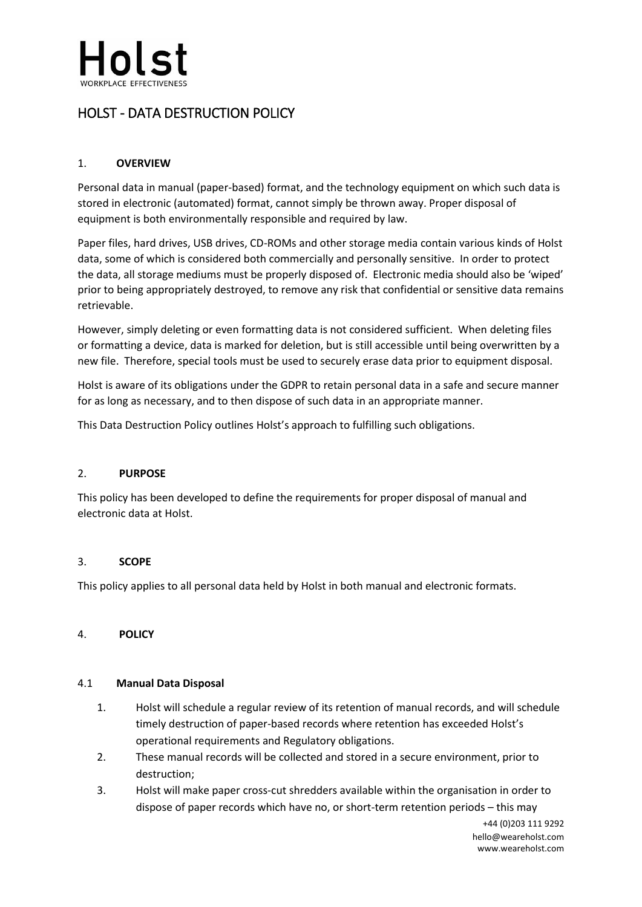# Holst

WORKPLACE EFFECTIVENESS

## HOLST - DATA DESTRUCTION POLICY

### 1. OVERVIEW

Personal data in manual (paper-based) format, and the technology equipment on which such data is stored in electronic (automated) format, cannot simply be thrown away. Proper disposal of equipment is both environmentally responsible and required by law.

Paper files, hard drives, USB drives, CD-ROMs and other storage media contain various kinds of Holst data, some of which is considered both commercially and personally sensitive. In order to protect the data, all storage mediums must be properly disposed of. Electronic media should also be 'wiped' prior to being appropriately destroyed, to remove any risk that confidential or sensitive data remains retrievable.

However, simply deleting or even formatting data is not considered sufficient. When deleting files or formatting a device, data is marked for deletion, but is still accessible until being overwritten by a new file. Therefore, special tools must be used to securely erase data prior to equipment disposal.

Holst is aware of its obligations under the GDPR to retain personal data in a safe and secure manner for as long as necessary, and to then dispose of such data in an appropriate manner.

This Data Destruction Policy outlines Holst's approach to fulfilling such obligations.

### 2. PURPOSE

This policy has been developed to define the requirements for proper disposal of manual and electronic data at Holst.

### 3. SCOPE

This policy applies to all personal data held by Holst in both manual and electronic formats.

### 4. POLICY

#### 4.1 Manual Data Disposal

1. Holst will schedule a regular review of its retention of manual records, and will schedule timely destruction of paper-based records where retention has exceeded Holst's operational requirements and Regulatory obligations.
2. These manual records will be collected and stored in a secure environment, prior to destruction;
3. Holst will make paper cross-cut shredders available within the organisation in order to dispose of paper records which have no, or short-term retention periods – this may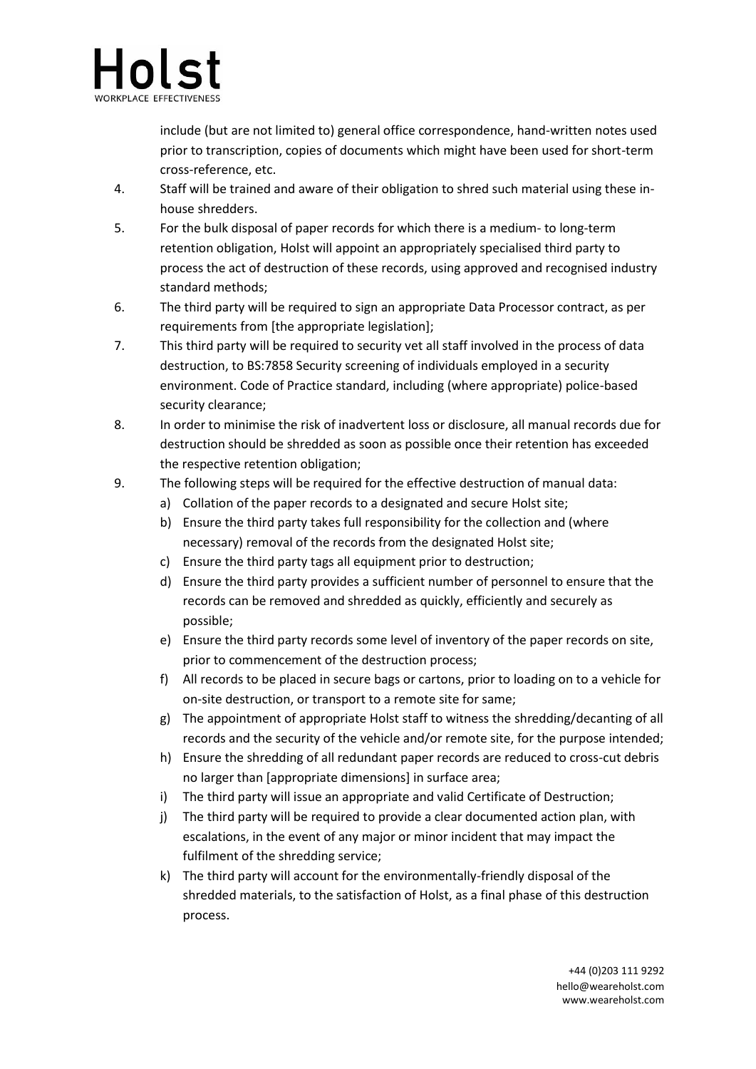include (but are not limited to) general office correspondence, hand-written notes used prior to transcription, copies of documents which might have been used for short-term cross-reference, etc.

4. Staff will be trained and aware of their obligation to shred such material using these in-house shredders.
5. For the bulk disposal of paper records for which there is a medium- to long-term retention obligation, Holst will appoint an appropriately specialised third party to process the act of destruction of these records, using approved and recognised industry standard methods;
6. The third party will be required to sign an appropriate Data Processor contract, as per requirements from [the appropriate legislation];
7. This third party will be required to security vet all staff involved in the process of data destruction, to BS:7858 Security screening of individuals employed in a security environment. Code of Practice standard, including (where appropriate) police-based security clearance;
8. In order to minimise the risk of inadvertent loss or disclosure, all manual records due for destruction should be shredded as soon as possible once their retention has exceeded the respective retention obligation;
9. The following steps will be required for the effective destruction of manual data:
   a) Collation of the paper records to a designated and secure Holst site;
   b) Ensure the third party takes full responsibility for the collection and (where necessary) removal of the records from the designated Holst site;
   c) Ensure the third party tags all equipment prior to destruction;
   d) Ensure the third party provides a sufficient number of personnel to ensure that the records can be removed and shredded as quickly, efficiently and securely as possible;
   e) Ensure the third party records some level of inventory of the paper records on site, prior to commencement of the destruction process;
   f) All records to be placed in secure bags or cartons, prior to loading on to a vehicle for on-site destruction, or transport to a remote site for same;
   g) The appointment of appropriate Holst staff to witness the shredding/decanting of all records and the security of the vehicle and/or remote site, for the purpose intended;
   h) Ensure the shredding of all redundant paper records are reduced to cross-cut debris no larger than [appropriate dimensions] in surface area;
   i) The third party will issue an appropriate and valid Certificate of Destruction;
   j) The third party will be required to provide a clear documented action plan, with escalations, in the event of any major or minor incident that may impact the fulfilment of the shredding service;
   k) The third party will account for the environmentally-friendly disposal of the shredded materials, to the satisfaction of Holst, as a final phase of this destruction process.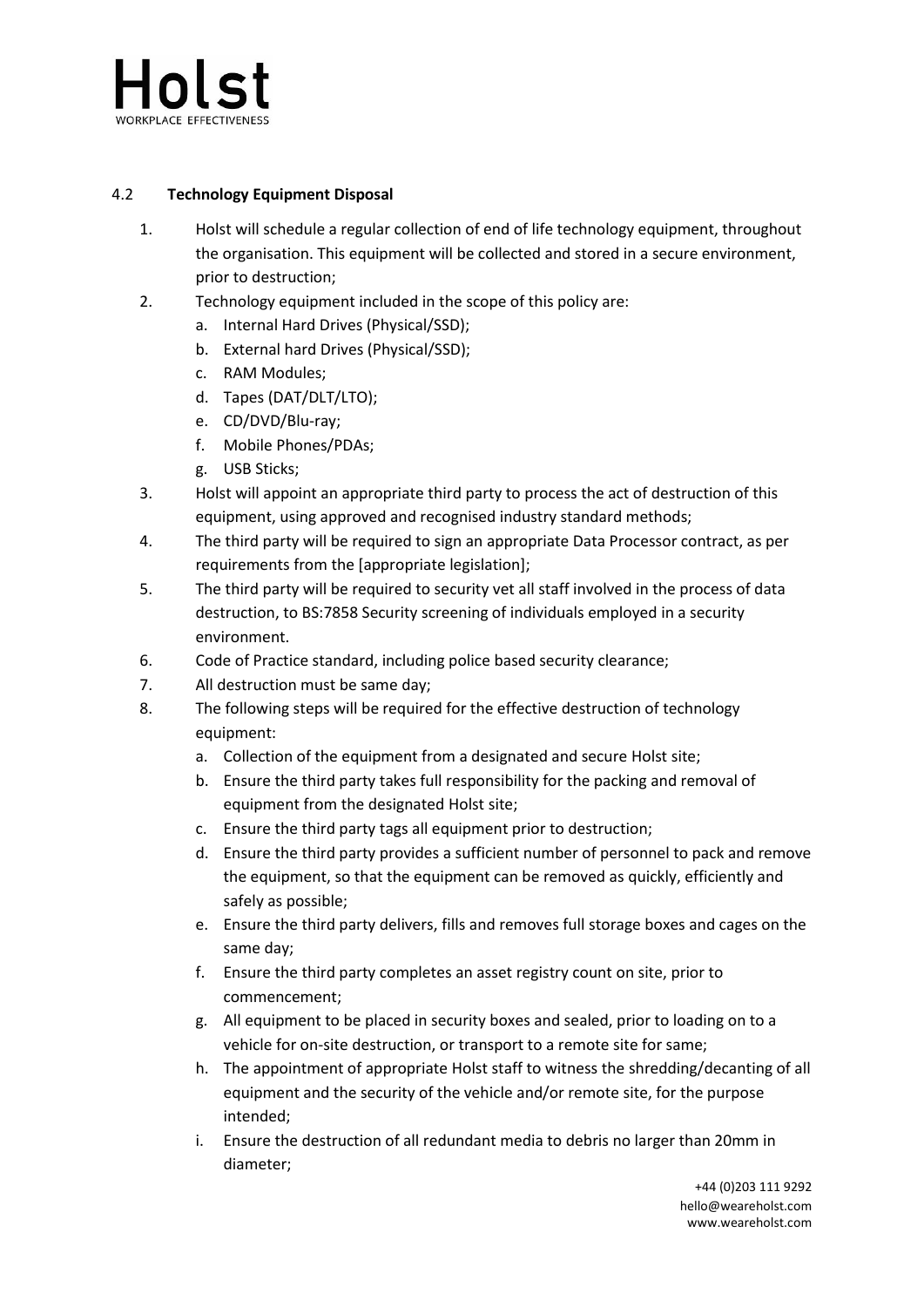## 4.2 **Technology Equipment Disposal**

1. Holst will schedule a regular collection of end of life technology equipment, throughout the organisation. This equipment will be collected and stored in a secure environment, prior to destruction;
2. Technology equipment included in the scope of this policy are:
   a. Internal Hard Drives (Physical/SSD);
   b. External hard Drives (Physical/SSD);
   c. RAM Modules;
   d. Tapes (DAT/DLT/LTO);
   e. CD/DVD/Blu-ray;
   f. Mobile Phones/PDAs;
   g. USB Sticks;
3. Holst will appoint an appropriate third party to process the act of destruction of this equipment, using approved and recognised industry standard methods;
4. The third party will be required to sign an appropriate Data Processor contract, as per requirements from the [appropriate legislation];
5. The third party will be required to security vet all staff involved in the process of data destruction, to BS:7858 Security screening of individuals employed in a security environment.
6. Code of Practice standard, including police based security clearance;
7. All destruction must be same day;
8. The following steps will be required for the effective destruction of technology equipment:
   a. Collection of the equipment from a designated and secure Holst site;
   b. Ensure the third party takes full responsibility for the packing and removal of equipment from the designated Holst site;
   c. Ensure the third party tags all equipment prior to destruction;
   d. Ensure the third party provides a sufficient number of personnel to pack and remove the equipment, so that the equipment can be removed as quickly, efficiently and safely as possible;
   e. Ensure the third party delivers, fills and removes full storage boxes and cages on the same day;
   f. Ensure the third party completes an asset registry count on site, prior to commencement;
   g. All equipment to be placed in security boxes and sealed, prior to loading on to a vehicle for on-site destruction, or transport to a remote site for same;
   h. The appointment of appropriate Holst staff to witness the shredding/decanting of all equipment and the security of the vehicle and/or remote site, for the purpose intended;
   i. Ensure the destruction of all redundant media to debris no larger than 20mm in diameter;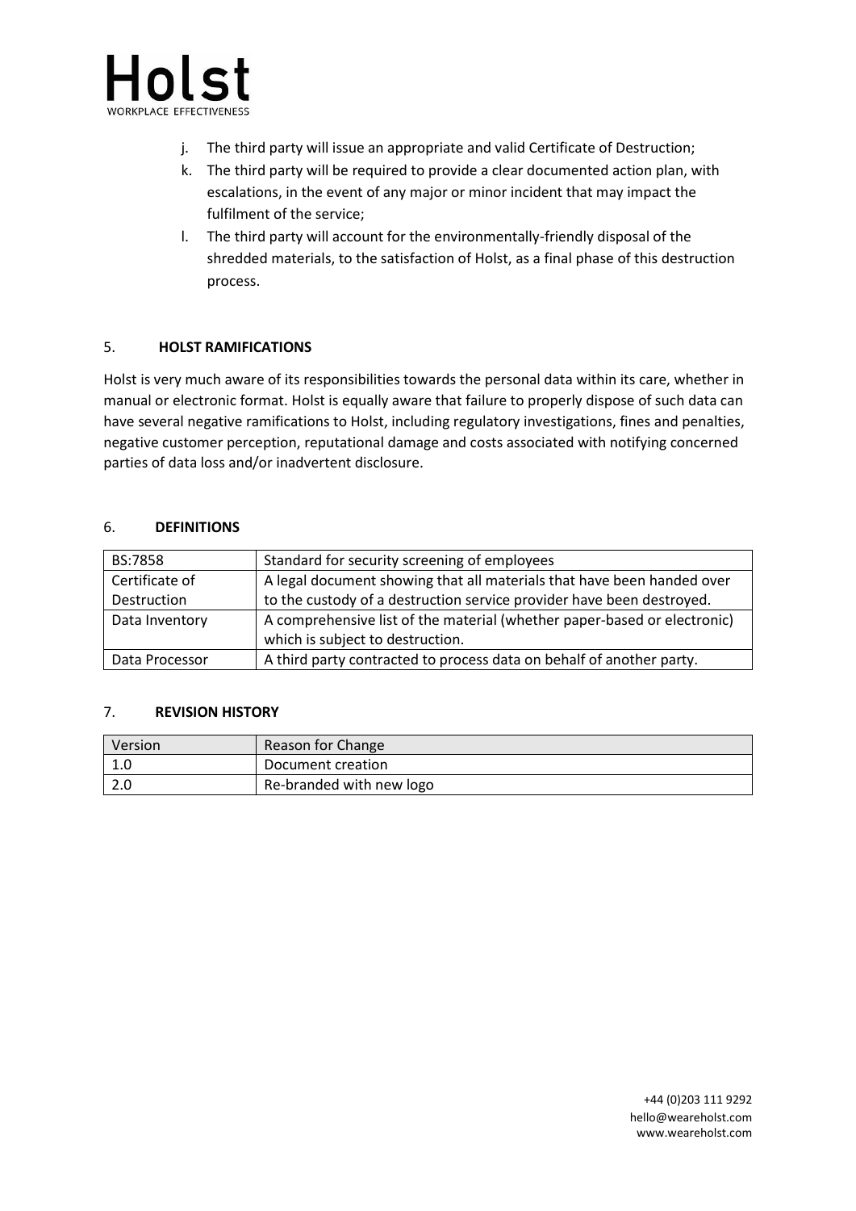j. The third party will issue an appropriate and valid Certificate of Destruction;
k. The third party will be required to provide a clear documented action plan, with escalations, in the event of any major or minor incident that may impact the fulfilment of the service;
l. The third party will account for the environmentally-friendly disposal of the shredded materials, to the satisfaction of Holst, as a final phase of this destruction process.

## 5. HOLST RAMIFICATIONS

Holst is very much aware of its responsibilities towards the personal data within its care, whether in manual or electronic format. Holst is equally aware that failure to properly dispose of such data can have several negative ramifications to Holst, including regulatory investigations, fines and penalties, negative customer perception, reputational damage and costs associated with notifying concerned parties of data loss and/or inadvertent disclosure.

## 6. DEFINITIONS

| | |
|---|---|
| BS:7858 | Standard for security screening of employees |
| Certificate of Destruction | A legal document showing that all materials that have been handed over to the custody of a destruction service provider have been destroyed. |
| Data Inventory | A comprehensive list of the material (whether paper-based or electronic) which is subject to destruction. |
| Data Processor | A third party contracted to process data on behalf of another party. |

## 7. REVISION HISTORY

| Version | Reason for Change |
|---|---|
| 1.0 | Document creation |
| 2.0 | Re-branded with new logo |